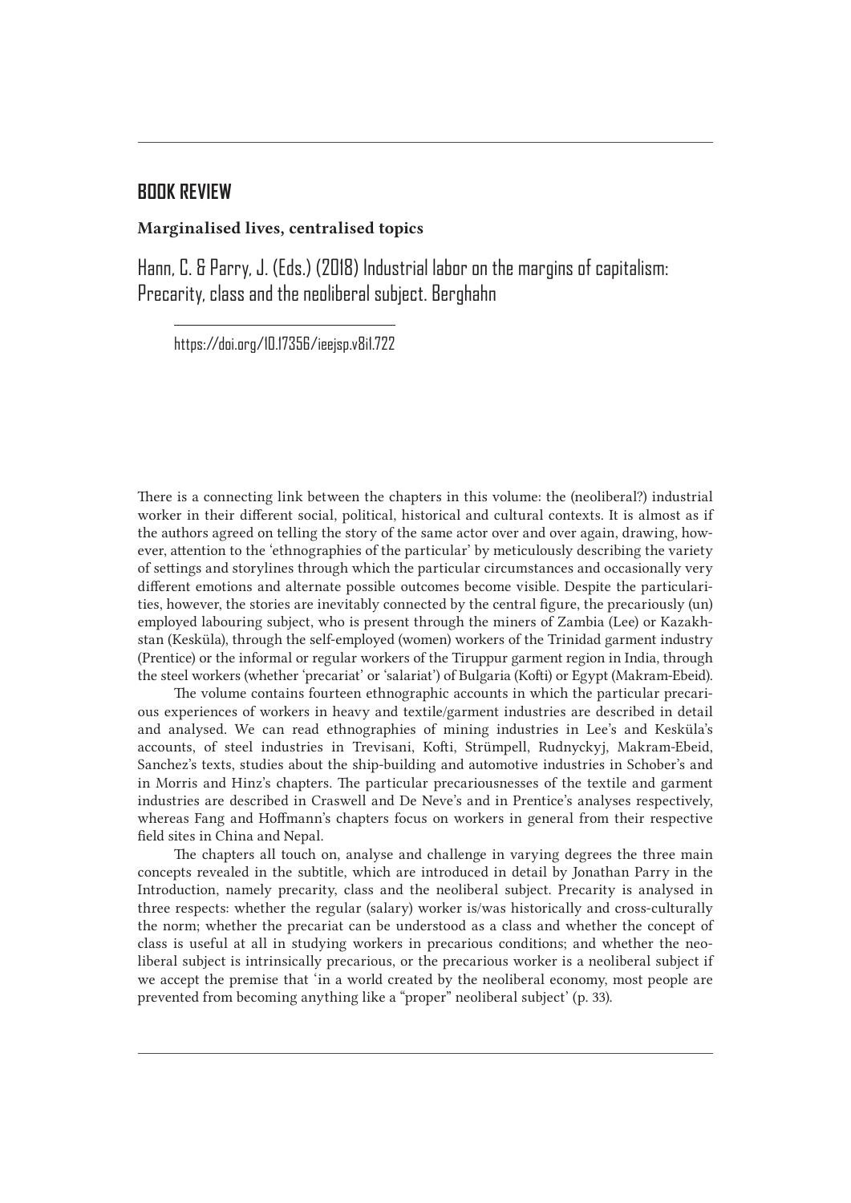## BOOK REVIEW

**Marginalised lives, centralised topics**

Hann, C. & Parry, J. (Eds.) (2018) Industrial labor on the margins of capitalism: Precarity, class and the neoliberal subject. Berghahn

https://doi.org/10.17356/ieejsp.v8i1.722

There is a connecting link between the chapters in this volume: the (neoliberal?) industrial worker in their different social, political, historical and cultural contexts. It is almost as if the authors agreed on telling the story of the same actor over and over again, drawing, however, attention to the 'ethnographies of the particular' by meticulously describing the variety of settings and storylines through which the particular circumstances and occasionally very different emotions and alternate possible outcomes become visible. Despite the particularities, however, the stories are inevitably connected by the central figure, the precariously (un) employed labouring subject, who is present through the miners of Zambia (Lee) or Kazakhstan (Kesküla), through the self-employed (women) workers of the Trinidad garment industry (Prentice) or the informal or regular workers of the Tiruppur garment region in India, through the steel workers (whether 'precariat' or 'salariat') of Bulgaria (Kofti) or Egypt (Makram-Ebeid).

The volume contains fourteen ethnographic accounts in which the particular precarious experiences of workers in heavy and textile/garment industries are described in detail and analysed. We can read ethnographies of mining industries in Lee's and Kesküla's accounts, of steel industries in Trevisani, Kofti, Strümpell, Rudnyckyj, Makram-Ebeid, Sanchez's texts, studies about the ship-building and automotive industries in Schober's and in Morris and Hinz's chapters. The particular precariousnesses of the textile and garment industries are described in Craswell and De Neve's and in Prentice's analyses respectively, whereas Fang and Hoffmann's chapters focus on workers in general from their respective field sites in China and Nepal.

The chapters all touch on, analyse and challenge in varying degrees the three main concepts revealed in the subtitle, which are introduced in detail by Jonathan Parry in the Introduction, namely precarity, class and the neoliberal subject. Precarity is analysed in three respects: whether the regular (salary) worker is/was historically and cross-culturally the norm; whether the precariat can be understood as a class and whether the concept of class is useful at all in studying workers in precarious conditions; and whether the neoliberal subject is intrinsically precarious, or the precarious worker is a neoliberal subject if we accept the premise that 'in a world created by the neoliberal economy, most people are prevented from becoming anything like a "proper" neoliberal subject' (p. 33).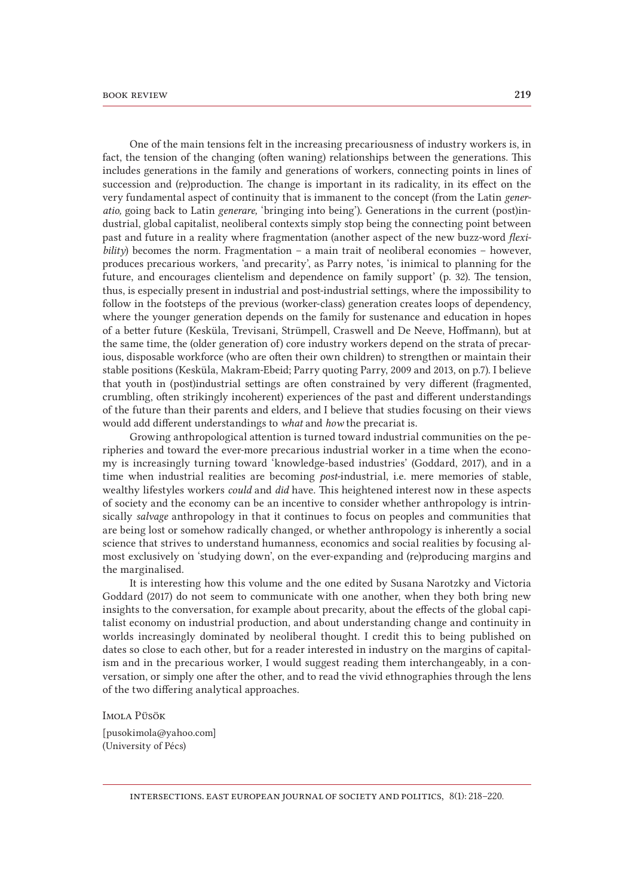One of the main tensions felt in the increasing precariousness of industry workers is, in fact, the tension of the changing (often waning) relationships between the generations. This includes generations in the family and generations of workers, connecting points in lines of succession and (re)production. The change is important in its radicality, in its effect on the very fundamental aspect of continuity that is immanent to the concept (from the Latin *generatio,* going back to Latin *generare,* 'bringing into being'). Generations in the current (post)industrial, global capitalist, neoliberal contexts simply stop being the connecting point between past and future in a reality where fragmentation (another aspect of the new buzz-word *flexibility*) becomes the norm. Fragmentation – a main trait of neoliberal economies – however, produces precarious workers, 'and precarity', as Parry notes, 'is inimical to planning for the future, and encourages clientelism and dependence on family support' (p. 32). The tension, thus, is especially present in industrial and post-industrial settings, where the impossibility to follow in the footsteps of the previous (worker-class) generation creates loops of dependency, where the younger generation depends on the family for sustenance and education in hopes of a better future (Kesküla, Trevisani, Strümpell, Craswell and De Neeve, Hoffmann), but at the same time, the (older generation of) core industry workers depend on the strata of precarious, disposable workforce (who are often their own children) to strengthen or maintain their stable positions (Kesküla, Makram-Ebeid; Parry quoting Parry, 2009 and 2013, on p.7). I believe that youth in (post)industrial settings are often constrained by very different (fragmented, crumbling, often strikingly incoherent) experiences of the past and different understandings of the future than their parents and elders, and I believe that studies focusing on their views would add different understandings to *what* and *how* the precariat is.

Growing anthropological attention is turned toward industrial communities on the peripheries and toward the ever-more precarious industrial worker in a time when the economy is increasingly turning toward 'knowledge-based industries' (Goddard, 2017), and in a time when industrial realities are becoming *post*-industrial, i.e. mere memories of stable, wealthy lifestyles workers *could* and *did* have. This heightened interest now in these aspects of society and the economy can be an incentive to consider whether anthropology is intrinsically *salvage* anthropology in that it continues to focus on peoples and communities that are being lost or somehow radically changed, or whether anthropology is inherently a social science that strives to understand humanness, economics and social realities by focusing almost exclusively on 'studying down', on the ever-expanding and (re)producing margins and the marginalised.

It is interesting how this volume and the one edited by Susana Narotzky and Victoria Goddard (2017) do not seem to communicate with one another, when they both bring new insights to the conversation, for example about precarity, about the effects of the global capitalist economy on industrial production, and about understanding change and continuity in worlds increasingly dominated by neoliberal thought. I credit this to being published on dates so close to each other, but for a reader interested in industry on the margins of capitalism and in the precarious worker, I would suggest reading them interchangeably, in a conversation, or simply one after the other, and to read the vivid ethnographies through the lens of the two differing analytical approaches.

Imola Püsök

[pusokimola@yahoo.com]
(University of Pécs)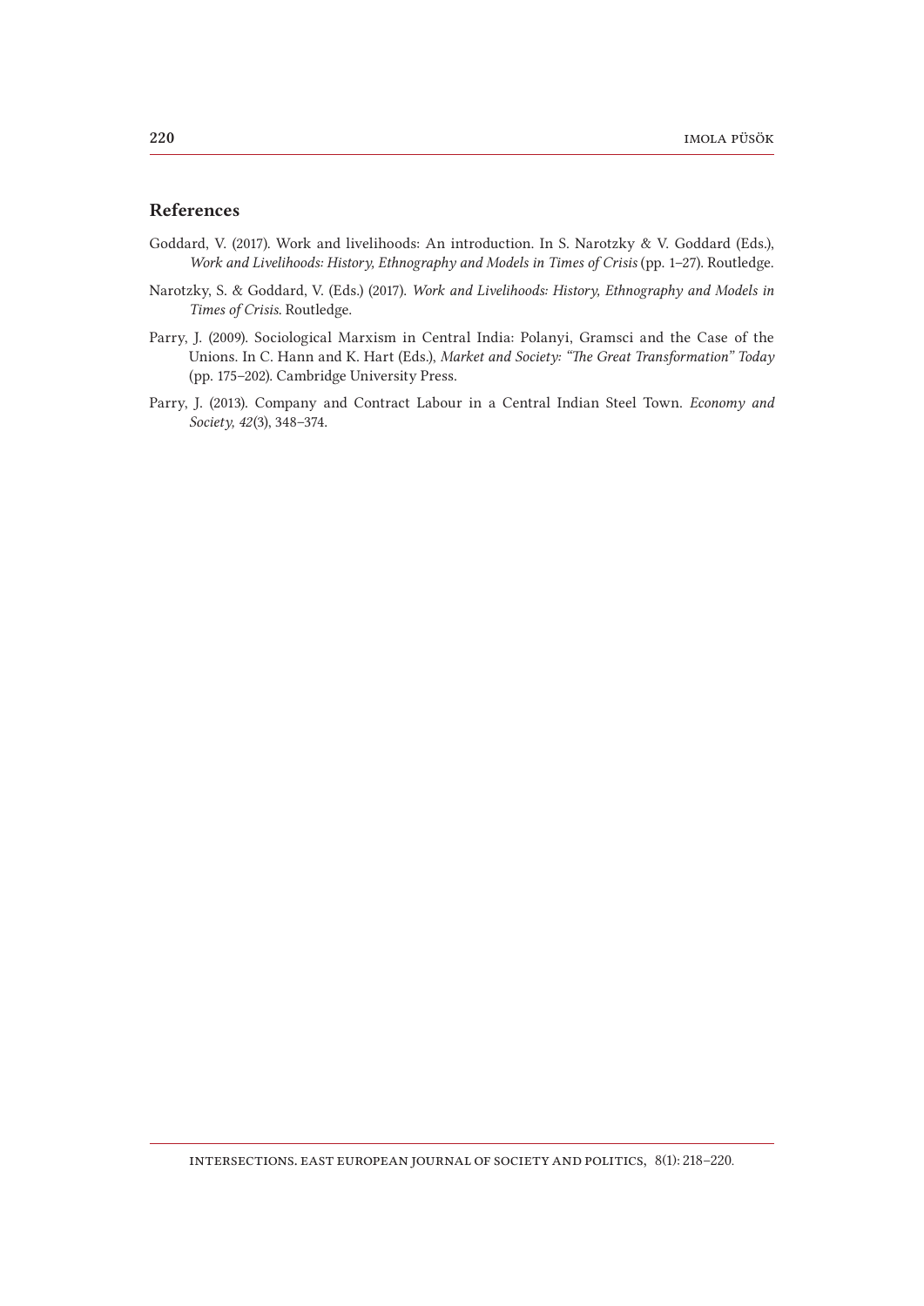## References

Goddard, V. (2017). Work and livelihoods: An introduction. In S. Narotzky & V. Goddard (Eds.), *Work and Livelihoods: History, Ethnography and Models in Times of Crisis* (pp. 1–27). Routledge.

Narotzky, S. & Goddard, V. (Eds.) (2017). *Work and Livelihoods: History, Ethnography and Models in Times of Crisis.* Routledge.

Parry, J. (2009). Sociological Marxism in Central India: Polanyi, Gramsci and the Case of the Unions. In C. Hann and K. Hart (Eds.), *Market and Society: "The Great Transformation" Today* (pp. 175–202). Cambridge University Press.

Parry, J. (2013). Company and Contract Labour in a Central Indian Steel Town. *Economy and Society, 42*(3), 348–374.